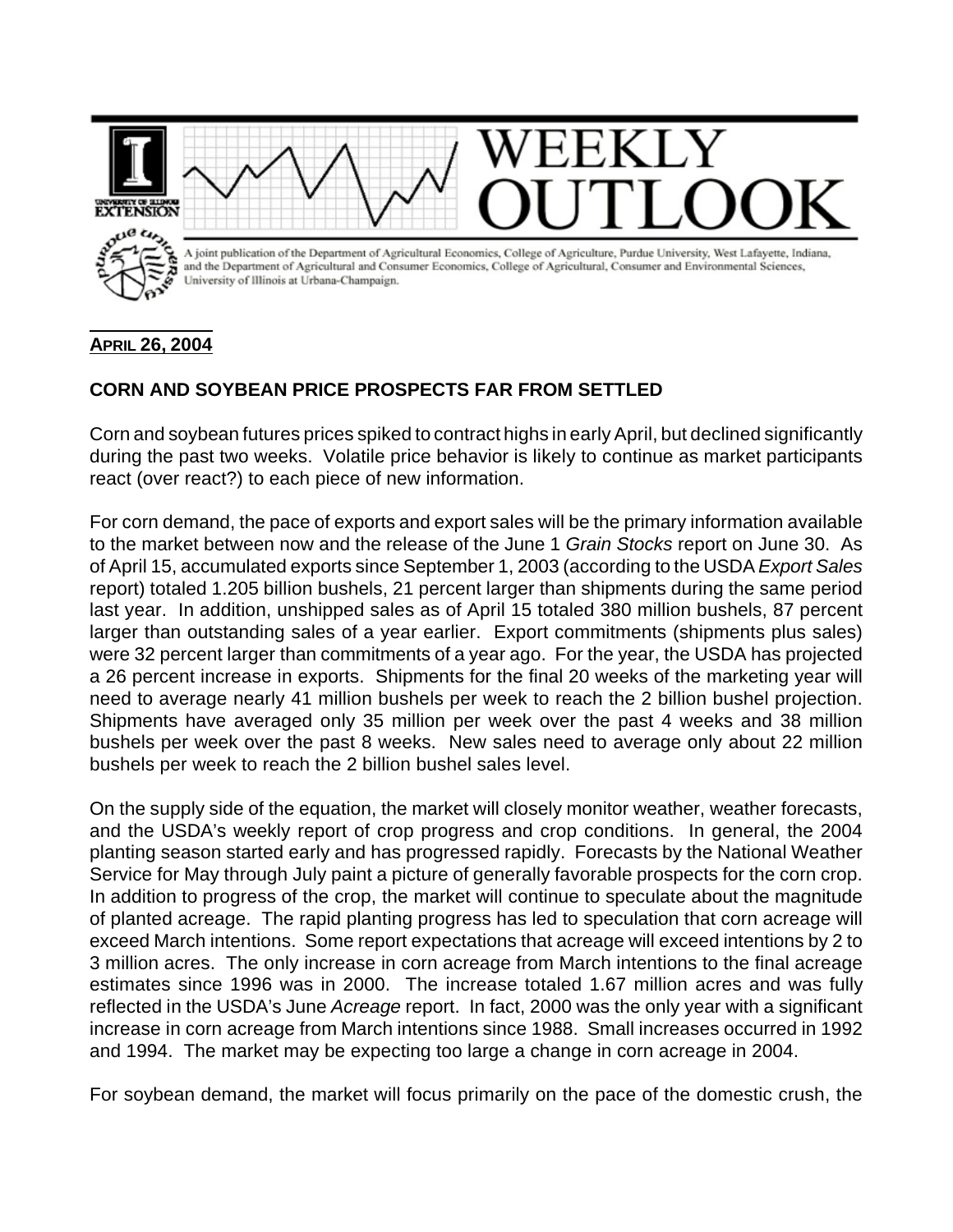# WEEKLY OUTLOOK

A joint publication of the Department of Agricultural Economics, College of Agriculture, Purdue University, West Lafayette, Indiana, and the Department of Agricultural and Consumer Economics, College of Agricultural, Consumer and Environmental Sciences, University of Illinois at Urbana-Champaign.

**APRIL 26, 2004**

## CORN AND SOYBEAN PRICE PROSPECTS FAR FROM SETTLED

Corn and soybean futures prices spiked to contract highs in early April, but declined significantly during the past two weeks. Volatile price behavior is likely to continue as market participants react (over react?) to each piece of new information.

For corn demand, the pace of exports and export sales will be the primary information available to the market between now and the release of the June 1 *Grain Stocks* report on June 30. As of April 15, accumulated exports since September 1, 2003 (according to the USDA *Export Sales* report) totaled 1.205 billion bushels, 21 percent larger than shipments during the same period last year. In addition, unshipped sales as of April 15 totaled 380 million bushels, 87 percent larger than outstanding sales of a year earlier. Export commitments (shipments plus sales) were 32 percent larger than commitments of a year ago. For the year, the USDA has projected a 26 percent increase in exports. Shipments for the final 20 weeks of the marketing year will need to average nearly 41 million bushels per week to reach the 2 billion bushel projection. Shipments have averaged only 35 million per week over the past 4 weeks and 38 million bushels per week over the past 8 weeks. New sales need to average only about 22 million bushels per week to reach the 2 billion bushel sales level.

On the supply side of the equation, the market will closely monitor weather, weather forecasts, and the USDA's weekly report of crop progress and crop conditions. In general, the 2004 planting season started early and has progressed rapidly. Forecasts by the National Weather Service for May through July paint a picture of generally favorable prospects for the corn crop. In addition to progress of the crop, the market will continue to speculate about the magnitude of planted acreage. The rapid planting progress has led to speculation that corn acreage will exceed March intentions. Some report expectations that acreage will exceed intentions by 2 to 3 million acres. The only increase in corn acreage from March intentions to the final acreage estimates since 1996 was in 2000. The increase totaled 1.67 million acres and was fully reflected in the USDA's June *Acreage* report. In fact, 2000 was the only year with a significant increase in corn acreage from March intentions since 1988. Small increases occurred in 1992 and 1994. The market may be expecting too large a change in corn acreage in 2004.

For soybean demand, the market will focus primarily on the pace of the domestic crush, the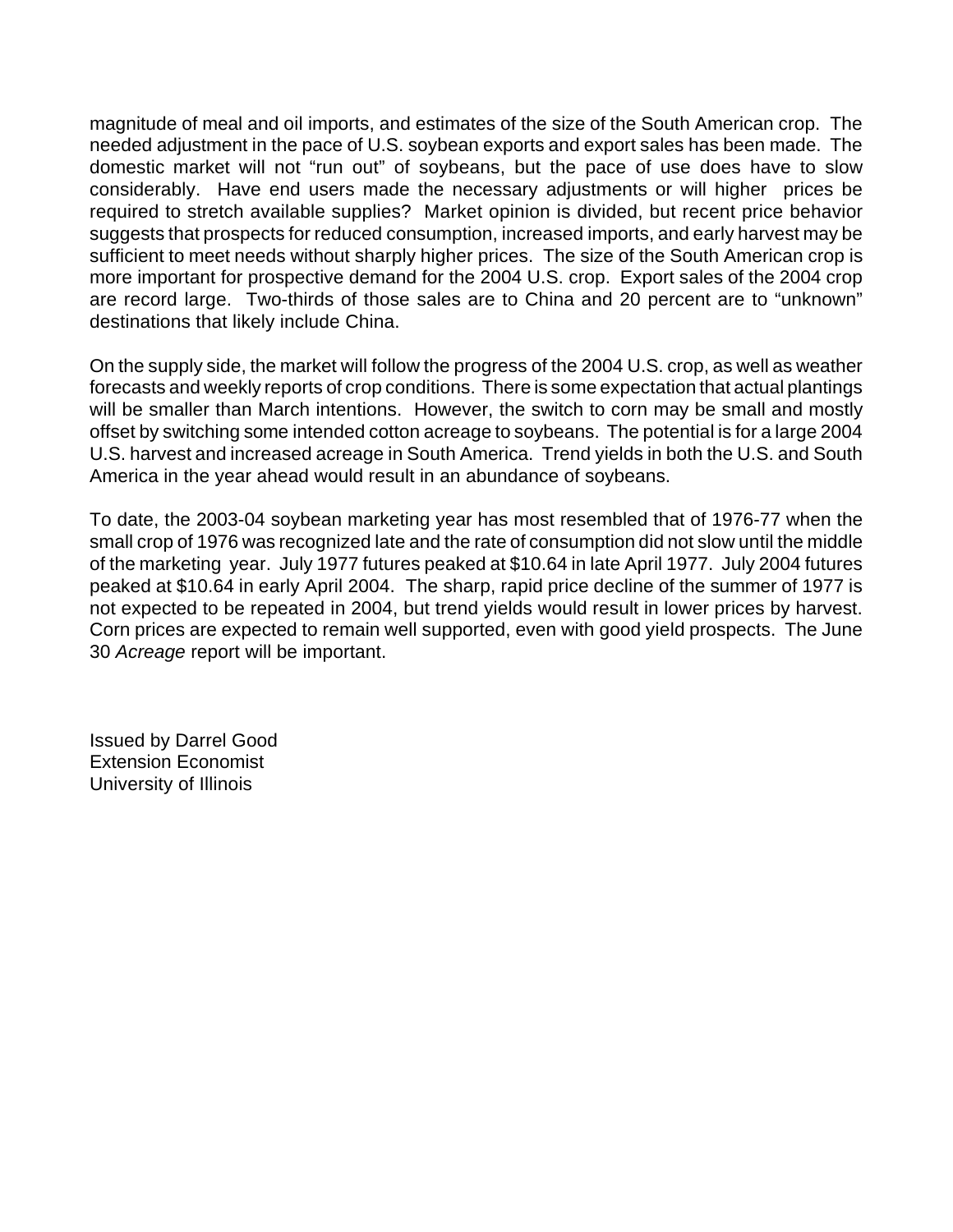magnitude of meal and oil imports, and estimates of the size of the South American crop. The needed adjustment in the pace of U.S. soybean exports and export sales has been made. The domestic market will not "run out" of soybeans, but the pace of use does have to slow considerably. Have end users made the necessary adjustments or will higher prices be required to stretch available supplies? Market opinion is divided, but recent price behavior suggests that prospects for reduced consumption, increased imports, and early harvest may be sufficient to meet needs without sharply higher prices. The size of the South American crop is more important for prospective demand for the 2004 U.S. crop. Export sales of the 2004 crop are record large. Two-thirds of those sales are to China and 20 percent are to "unknown" destinations that likely include China.

On the supply side, the market will follow the progress of the 2004 U.S. crop, as well as weather forecasts and weekly reports of crop conditions. There is some expectation that actual plantings will be smaller than March intentions. However, the switch to corn may be small and mostly offset by switching some intended cotton acreage to soybeans. The potential is for a large 2004 U.S. harvest and increased acreage in South America. Trend yields in both the U.S. and South America in the year ahead would result in an abundance of soybeans.

To date, the 2003-04 soybean marketing year has most resembled that of 1976-77 when the small crop of 1976 was recognized late and the rate of consumption did not slow until the middle of the marketing year. July 1977 futures peaked at $10.64 in late April 1977. July 2004 futures peaked at $10.64 in early April 2004. The sharp, rapid price decline of the summer of 1977 is not expected to be repeated in 2004, but trend yields would result in lower prices by harvest. Corn prices are expected to remain well supported, even with good yield prospects. The June 30 *Acreage* report will be important.

Issued by Darrel Good
Extension Economist
University of Illinois